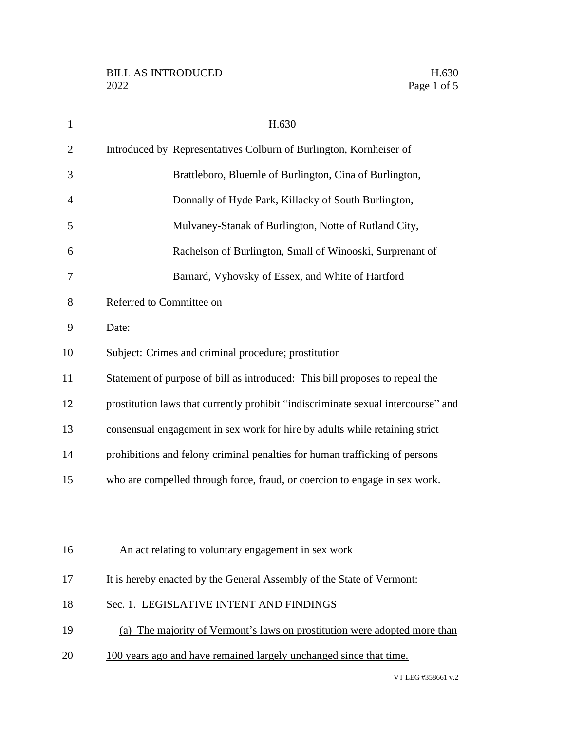# H.630

Introduced by Representatives Colburn of Burlington, Kornheiser of Brattleboro, Bluemle of Burlington, Cina of Burlington, Donnally of Hyde Park, Killacky of South Burlington, Mulvaney-Stanak of Burlington, Notte of Rutland City, Rachelson of Burlington, Small of Winooski, Surprenant of Barnard, Vyhovsky of Essex, and White of Hartford

Referred to Committee on

Date:

Subject: Crimes and criminal procedure; prostitution

Statement of purpose of bill as introduced: This bill proposes to repeal the prostitution laws that currently prohibit "indiscriminate sexual intercourse" and consensual engagement in sex work for hire by adults while retaining strict prohibitions and felony criminal penalties for human trafficking of persons who are compelled through force, fraud, or coercion to engage in sex work.

An act relating to voluntary engagement in sex work

It is hereby enacted by the General Assembly of the State of Vermont:

Sec. 1. LEGISLATIVE INTENT AND FINDINGS

(a) The majority of Vermont's laws on prostitution were adopted more than 100 years ago and have remained largely unchanged since that time.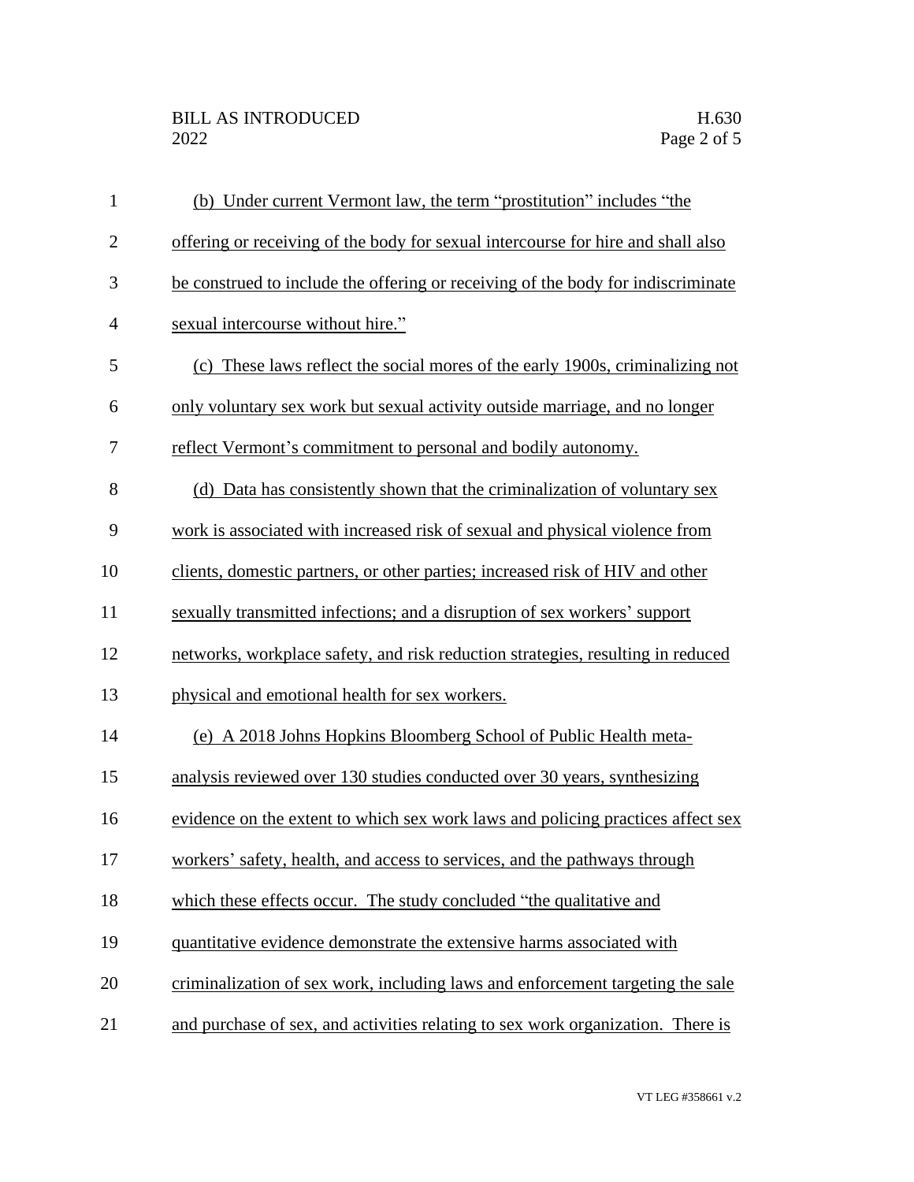(b) Under current Vermont law, the term "prostitution" includes "the offering or receiving of the body for sexual intercourse for hire and shall also be construed to include the offering or receiving of the body for indiscriminate sexual intercourse without hire."

(c) These laws reflect the social mores of the early 1900s, criminalizing not only voluntary sex work but sexual activity outside marriage, and no longer reflect Vermont's commitment to personal and bodily autonomy.

(d) Data has consistently shown that the criminalization of voluntary sex work is associated with increased risk of sexual and physical violence from clients, domestic partners, or other parties; increased risk of HIV and other sexually transmitted infections; and a disruption of sex workers' support networks, workplace safety, and risk reduction strategies, resulting in reduced physical and emotional health for sex workers.

(e) A 2018 Johns Hopkins Bloomberg School of Public Health meta-analysis reviewed over 130 studies conducted over 30 years, synthesizing evidence on the extent to which sex work laws and policing practices affect sex workers' safety, health, and access to services, and the pathways through which these effects occur. The study concluded "the qualitative and quantitative evidence demonstrate the extensive harms associated with criminalization of sex work, including laws and enforcement targeting the sale and purchase of sex, and activities relating to sex work organization. There is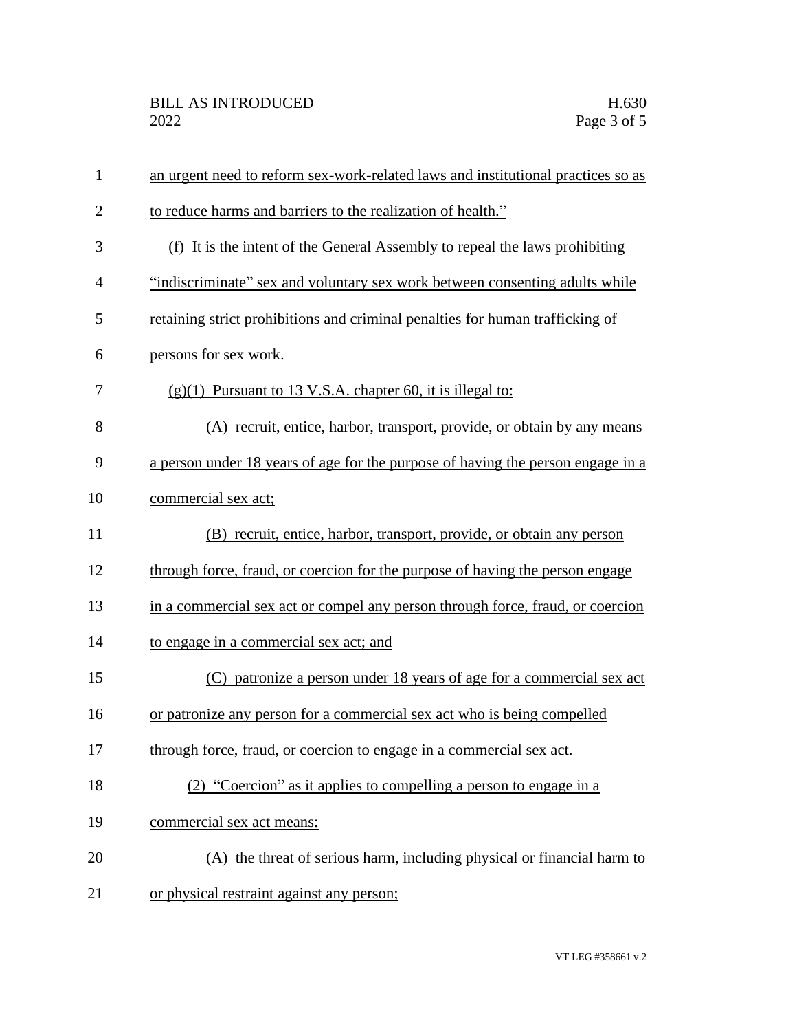an urgent need to reform sex-work-related laws and institutional practices so as to reduce harms and barriers to the realization of health."

(f) It is the intent of the General Assembly to repeal the laws prohibiting "indiscriminate" sex and voluntary sex work between consenting adults while retaining strict prohibitions and criminal penalties for human trafficking of persons for sex work.

(g)(1) Pursuant to 13 V.S.A. chapter 60, it is illegal to:

(A) recruit, entice, harbor, transport, provide, or obtain by any means a person under 18 years of age for the purpose of having the person engage in a commercial sex act;

(B) recruit, entice, harbor, transport, provide, or obtain any person through force, fraud, or coercion for the purpose of having the person engage in a commercial sex act or compel any person through force, fraud, or coercion to engage in a commercial sex act; and

(C) patronize a person under 18 years of age for a commercial sex act or patronize any person for a commercial sex act who is being compelled through force, fraud, or coercion to engage in a commercial sex act.

(2) "Coercion" as it applies to compelling a person to engage in a commercial sex act means:

(A) the threat of serious harm, including physical or financial harm to or physical restraint against any person;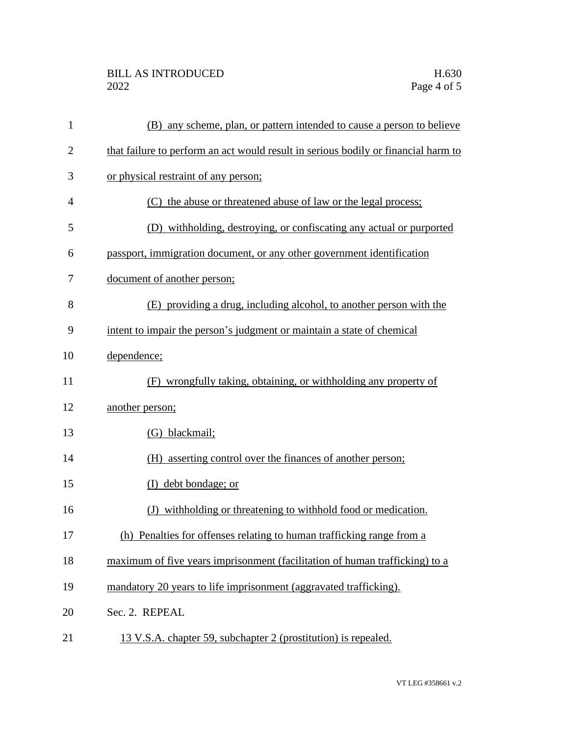(B) any scheme, plan, or pattern intended to cause a person to believe that failure to perform an act would result in serious bodily or financial harm to or physical restraint of any person;

(C) the abuse or threatened abuse of law or the legal process;

(D) withholding, destroying, or confiscating any actual or purported passport, immigration document, or any other government identification document of another person;

(E) providing a drug, including alcohol, to another person with the intent to impair the person's judgment or maintain a state of chemical dependence;

(F) wrongfully taking, obtaining, or withholding any property of another person;

(G) blackmail;

(H) asserting control over the finances of another person;

(I) debt bondage; or

(J) withholding or threatening to withhold food or medication.

(h) Penalties for offenses relating to human trafficking range from a maximum of five years imprisonment (facilitation of human trafficking) to a mandatory 20 years to life imprisonment (aggravated trafficking).

Sec. 2. REPEAL

13 V.S.A. chapter 59, subchapter 2 (prostitution) is repealed.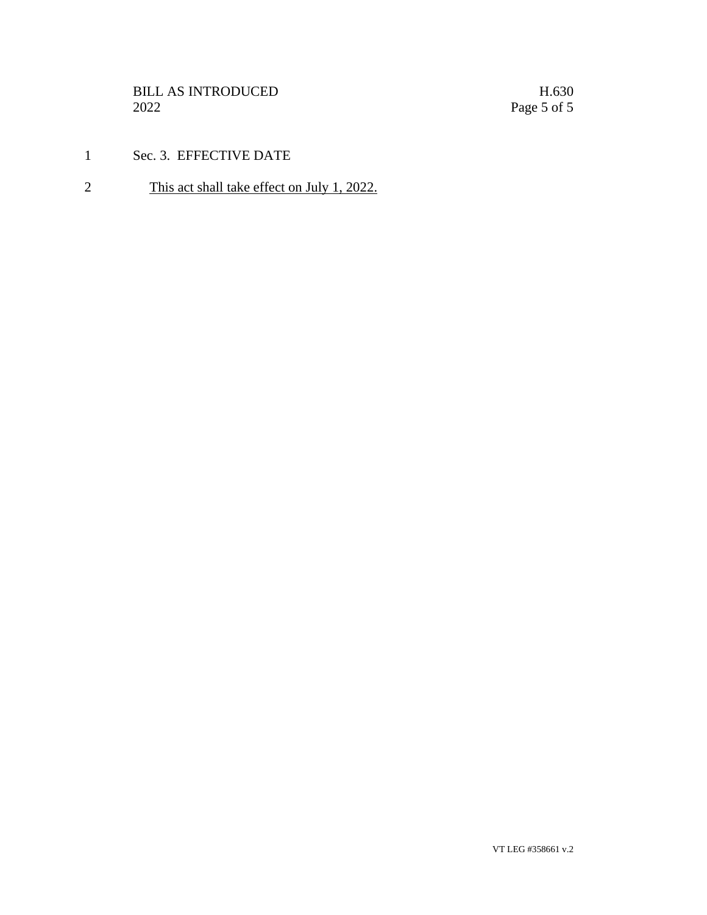Sec. 3. EFFECTIVE DATE

This act shall take effect on July 1, 2022.